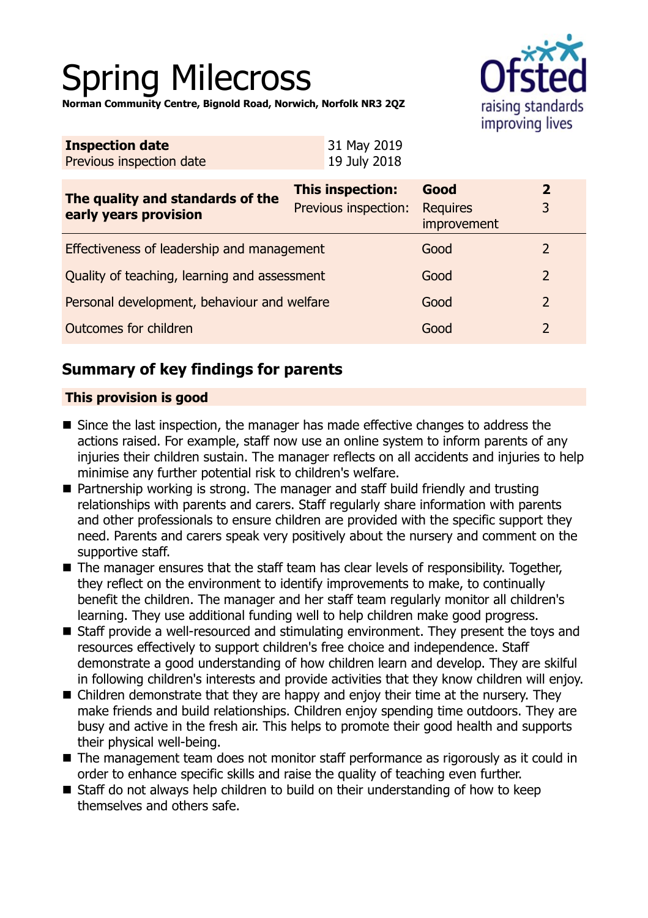# Spring Milecross

**Norman Community Centre, Bignold Road, Norwich, Norfolk NR3 2QZ**

| **Inspection date** | 31 May 2019 |
|---|---|
| Previous inspection date | 19 July 2018 |

| **The quality and standards of the early years provision** | **This inspection:** | **Good** | **2** |
|---|---|---|---|
| | Previous inspection: | Requires improvement | 3 |
| Effectiveness of leadership and management | | Good | 2 |
| Quality of teaching, learning and assessment | | Good | 2 |
| Personal development, behaviour and welfare | | Good | 2 |
| Outcomes for children | | Good | 2 |

## Summary of key findings for parents

**This provision is good**

- Since the last inspection, the manager has made effective changes to address the actions raised. For example, staff now use an online system to inform parents of any injuries their children sustain. The manager reflects on all accidents and injuries to help minimise any further potential risk to children's welfare.
- Partnership working is strong. The manager and staff build friendly and trusting relationships with parents and carers. Staff regularly share information with parents and other professionals to ensure children are provided with the specific support they need. Parents and carers speak very positively about the nursery and comment on the supportive staff.
- The manager ensures that the staff team has clear levels of responsibility. Together, they reflect on the environment to identify improvements to make, to continually benefit the children. The manager and her staff team regularly monitor all children's learning. They use additional funding well to help children make good progress.
- Staff provide a well-resourced and stimulating environment. They present the toys and resources effectively to support children's free choice and independence. Staff demonstrate a good understanding of how children learn and develop. They are skilful in following children's interests and provide activities that they know children will enjoy.
- Children demonstrate that they are happy and enjoy their time at the nursery. They make friends and build relationships. Children enjoy spending time outdoors. They are busy and active in the fresh air. This helps to promote their good health and supports their physical well-being.
- The management team does not monitor staff performance as rigorously as it could in order to enhance specific skills and raise the quality of teaching even further.
- Staff do not always help children to build on their understanding of how to keep themselves and others safe.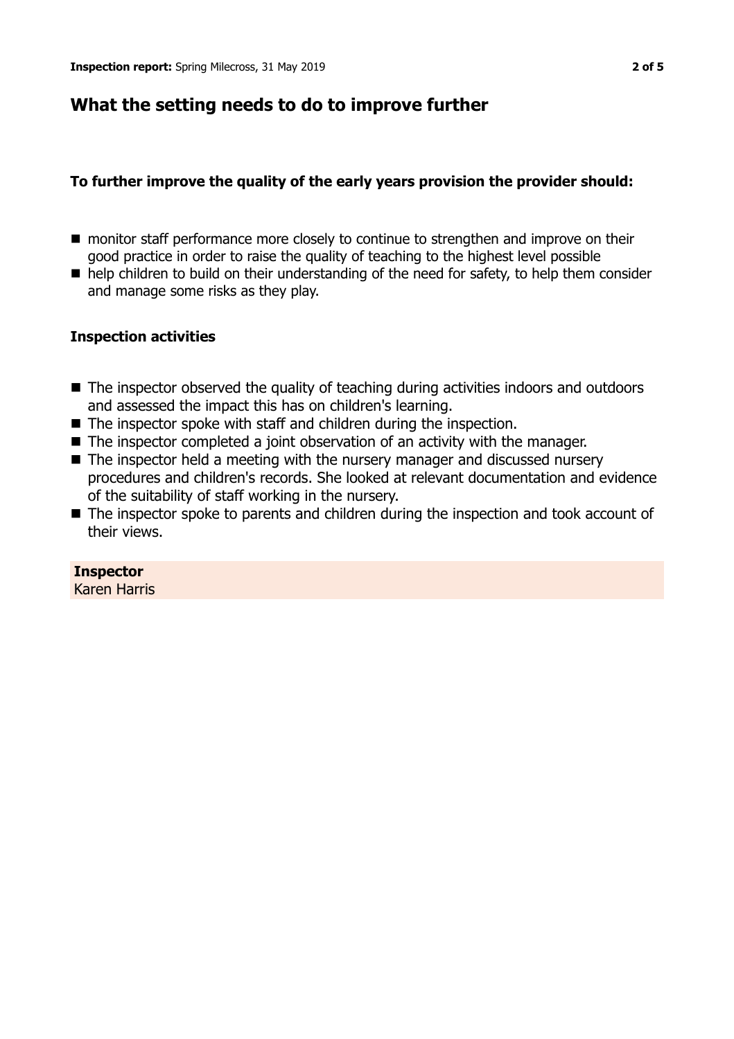## What the setting needs to do to improve further

**To further improve the quality of the early years provision the provider should:**

- monitor staff performance more closely to continue to strengthen and improve on their good practice in order to raise the quality of teaching to the highest level possible
- help children to build on their understanding of the need for safety, to help them consider and manage some risks as they play.

**Inspection activities**

- The inspector observed the quality of teaching during activities indoors and outdoors and assessed the impact this has on children's learning.
- The inspector spoke with staff and children during the inspection.
- The inspector completed a joint observation of an activity with the manager.
- The inspector held a meeting with the nursery manager and discussed nursery procedures and children's records. She looked at relevant documentation and evidence of the suitability of staff working in the nursery.
- The inspector spoke to parents and children during the inspection and took account of their views.

**Inspector**
Karen Harris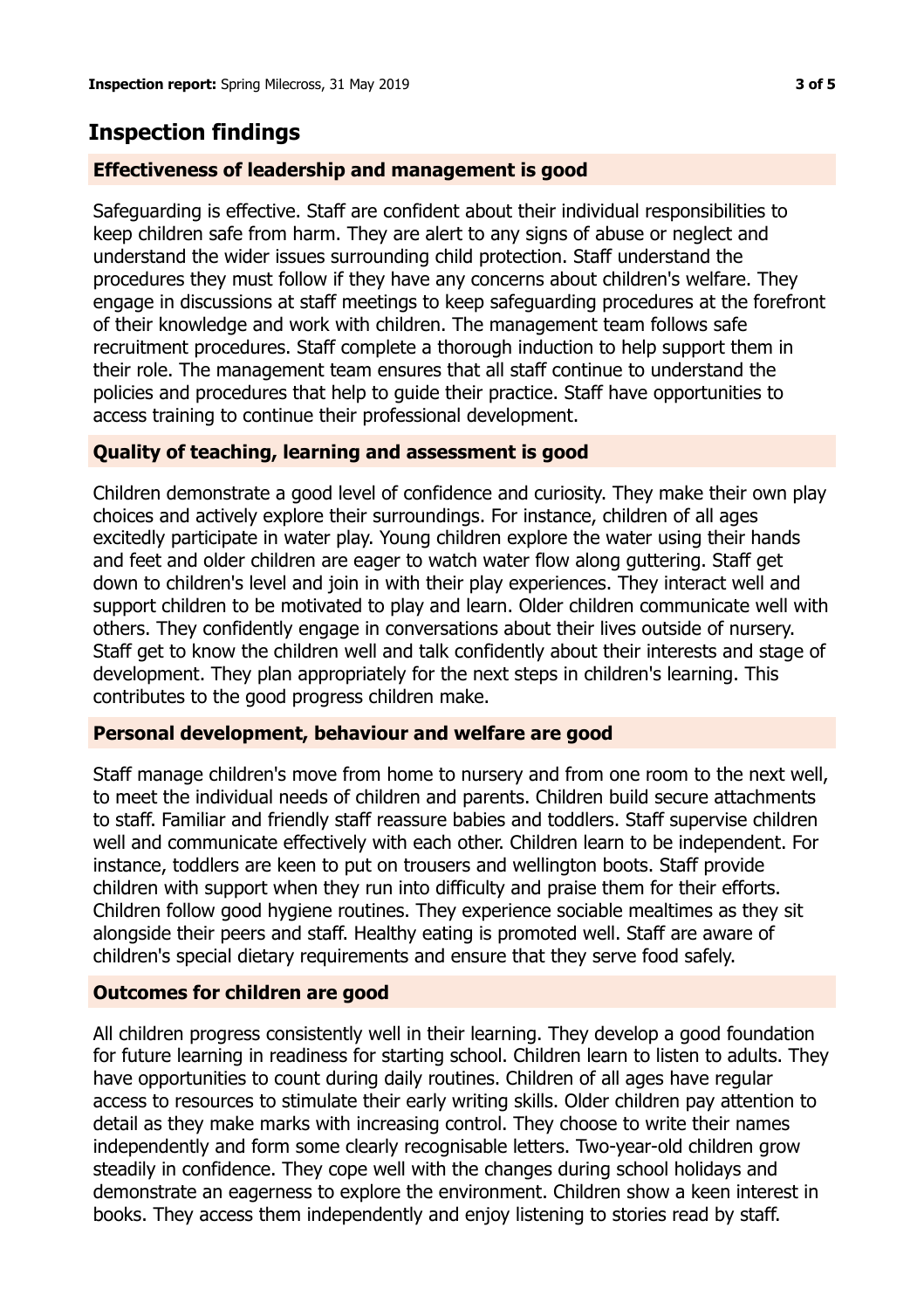## Inspection findings

### Effectiveness of leadership and management is good

Safeguarding is effective. Staff are confident about their individual responsibilities to keep children safe from harm. They are alert to any signs of abuse or neglect and understand the wider issues surrounding child protection. Staff understand the procedures they must follow if they have any concerns about children's welfare. They engage in discussions at staff meetings to keep safeguarding procedures at the forefront of their knowledge and work with children. The management team follows safe recruitment procedures. Staff complete a thorough induction to help support them in their role. The management team ensures that all staff continue to understand the policies and procedures that help to guide their practice. Staff have opportunities to access training to continue their professional development.

### Quality of teaching, learning and assessment is good

Children demonstrate a good level of confidence and curiosity. They make their own play choices and actively explore their surroundings. For instance, children of all ages excitedly participate in water play. Young children explore the water using their hands and feet and older children are eager to watch water flow along guttering. Staff get down to children's level and join in with their play experiences. They interact well and support children to be motivated to play and learn. Older children communicate well with others. They confidently engage in conversations about their lives outside of nursery. Staff get to know the children well and talk confidently about their interests and stage of development. They plan appropriately for the next steps in children's learning. This contributes to the good progress children make.

### Personal development, behaviour and welfare are good

Staff manage children's move from home to nursery and from one room to the next well, to meet the individual needs of children and parents. Children build secure attachments to staff. Familiar and friendly staff reassure babies and toddlers. Staff supervise children well and communicate effectively with each other. Children learn to be independent. For instance, toddlers are keen to put on trousers and wellington boots. Staff provide children with support when they run into difficulty and praise them for their efforts. Children follow good hygiene routines. They experience sociable mealtimes as they sit alongside their peers and staff. Healthy eating is promoted well. Staff are aware of children's special dietary requirements and ensure that they serve food safely.

### Outcomes for children are good

All children progress consistently well in their learning. They develop a good foundation for future learning in readiness for starting school. Children learn to listen to adults. They have opportunities to count during daily routines. Children of all ages have regular access to resources to stimulate their early writing skills. Older children pay attention to detail as they make marks with increasing control. They choose to write their names independently and form some clearly recognisable letters. Two-year-old children grow steadily in confidence. They cope well with the changes during school holidays and demonstrate an eagerness to explore the environment. Children show a keen interest in books. They access them independently and enjoy listening to stories read by staff.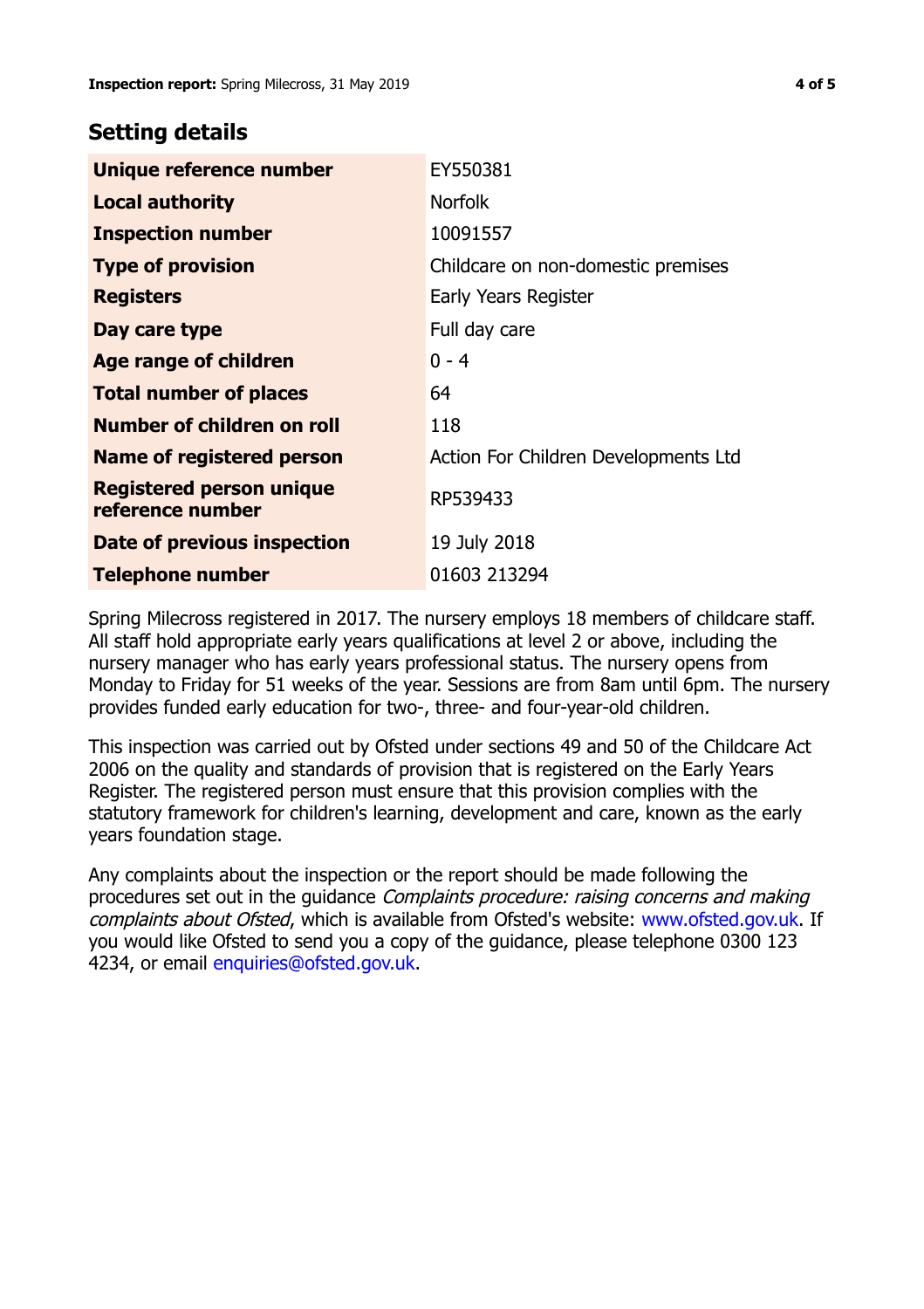## Setting details

| | |
|---|---|
| **Unique reference number** | EY550381 |
| **Local authority** | Norfolk |
| **Inspection number** | 10091557 |
| **Type of provision** | Childcare on non-domestic premises |
| **Registers** | Early Years Register |
| **Day care type** | Full day care |
| **Age range of children** | 0 - 4 |
| **Total number of places** | 64 |
| **Number of children on roll** | 118 |
| **Name of registered person** | Action For Children Developments Ltd |
| **Registered person unique reference number** | RP539433 |
| **Date of previous inspection** | 19 July 2018 |
| **Telephone number** | 01603 213294 |

Spring Milecross registered in 2017. The nursery employs 18 members of childcare staff. All staff hold appropriate early years qualifications at level 2 or above, including the nursery manager who has early years professional status. The nursery opens from Monday to Friday for 51 weeks of the year. Sessions are from 8am until 6pm. The nursery provides funded early education for two-, three- and four-year-old children.

This inspection was carried out by Ofsted under sections 49 and 50 of the Childcare Act 2006 on the quality and standards of provision that is registered on the Early Years Register. The registered person must ensure that this provision complies with the statutory framework for children's learning, development and care, known as the early years foundation stage.

Any complaints about the inspection or the report should be made following the procedures set out in the guidance *Complaints procedure: raising concerns and making complaints about Ofsted*, which is available from Ofsted's website: www.ofsted.gov.uk. If you would like Ofsted to send you a copy of the guidance, please telephone 0300 123 4234, or email enquiries@ofsted.gov.uk.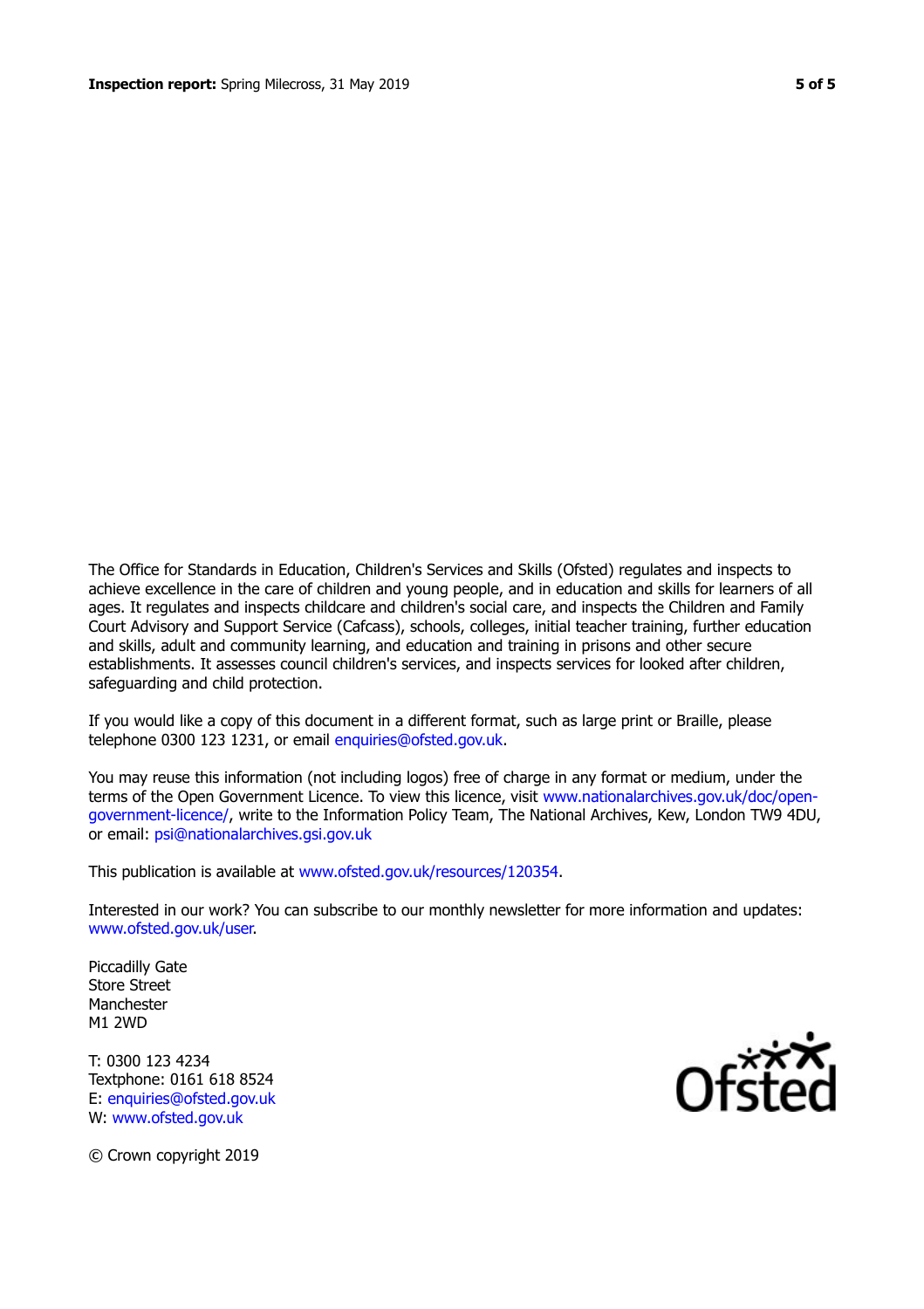The Office for Standards in Education, Children's Services and Skills (Ofsted) regulates and inspects to achieve excellence in the care of children and young people, and in education and skills for learners of all ages. It regulates and inspects childcare and children's social care, and inspects the Children and Family Court Advisory and Support Service (Cafcass), schools, colleges, initial teacher training, further education and skills, adult and community learning, and education and training in prisons and other secure establishments. It assesses council children's services, and inspects services for looked after children, safeguarding and child protection.

If you would like a copy of this document in a different format, such as large print or Braille, please telephone 0300 123 1231, or email enquiries@ofsted.gov.uk.

You may reuse this information (not including logos) free of charge in any format or medium, under the terms of the Open Government Licence. To view this licence, visit www.nationalarchives.gov.uk/doc/open-government-licence/, write to the Information Policy Team, The National Archives, Kew, London TW9 4DU, or email: psi@nationalarchives.gsi.gov.uk

This publication is available at www.ofsted.gov.uk/resources/120354.

Interested in our work? You can subscribe to our monthly newsletter for more information and updates: www.ofsted.gov.uk/user.

Piccadilly Gate
Store Street
Manchester
M1 2WD

T: 0300 123 4234
Textphone: 0161 618 8524
E: enquiries@ofsted.gov.uk
W: www.ofsted.gov.uk

© Crown copyright 2019